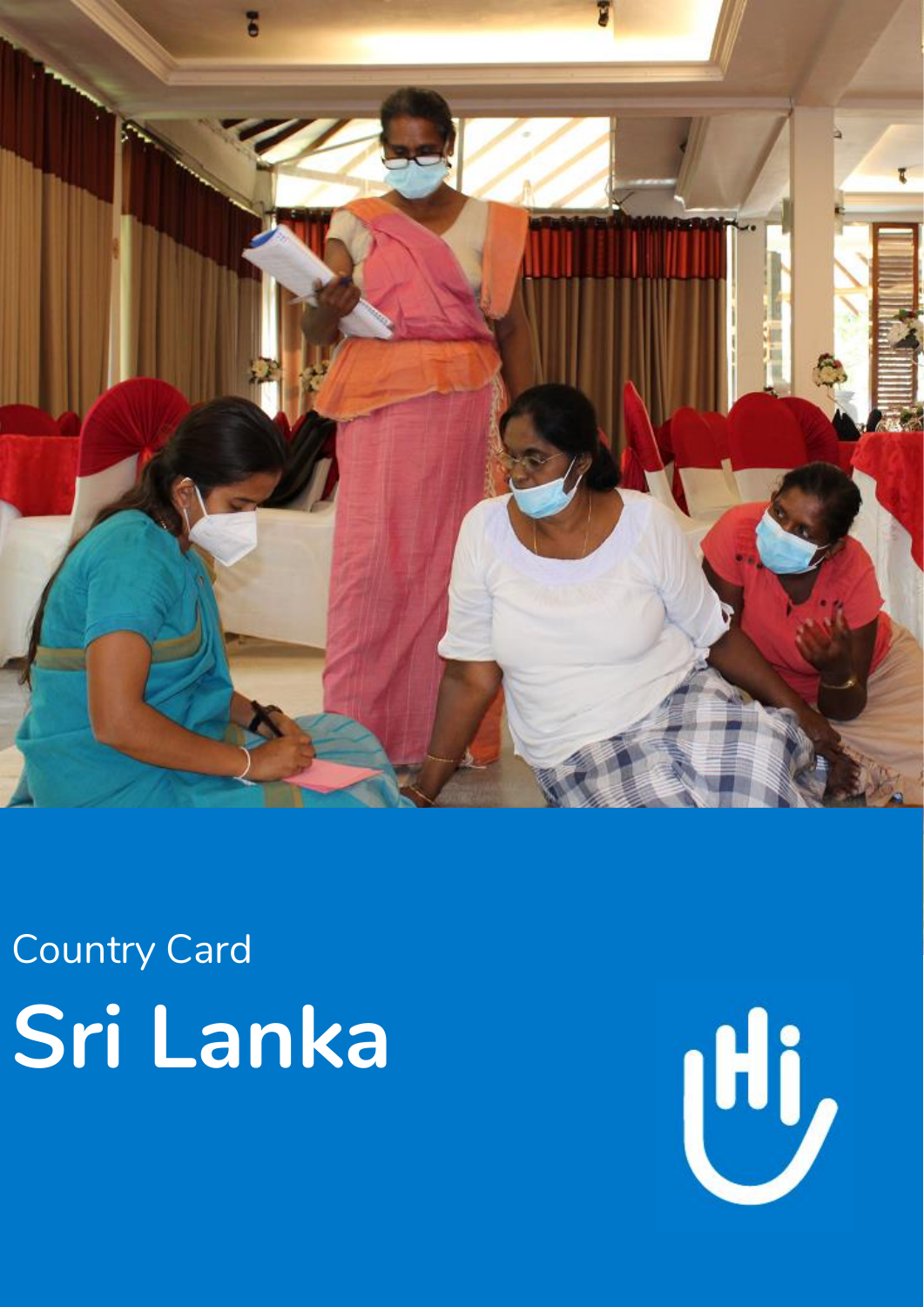Country Card

# Sri Lanka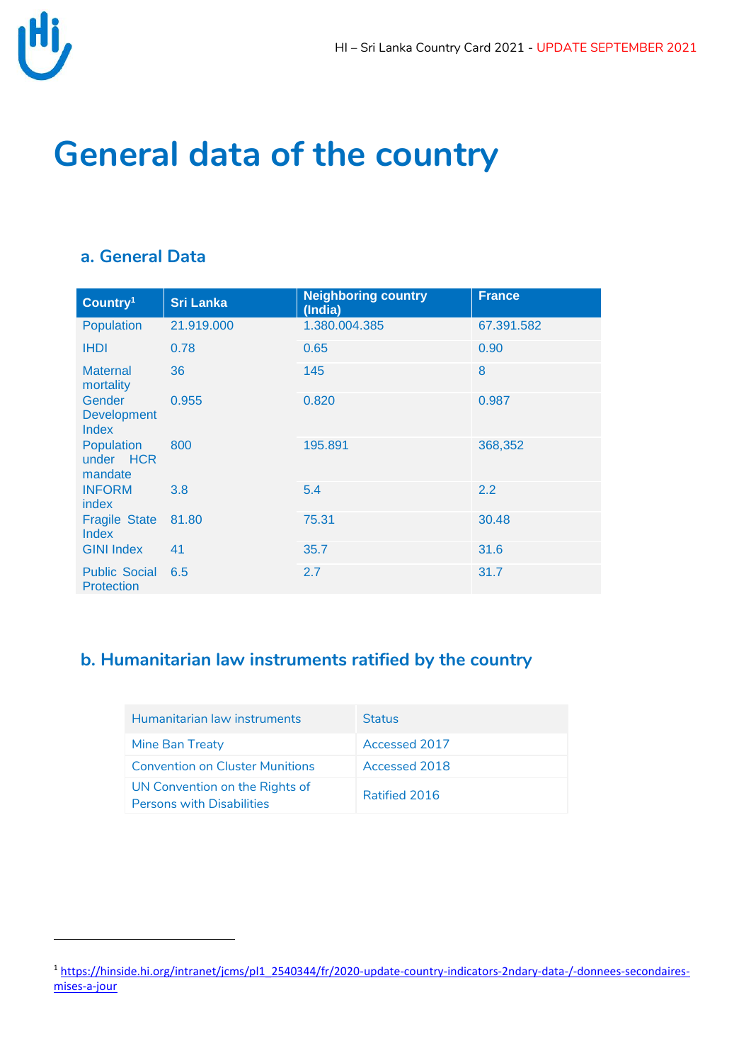# General data of the country

## a. General Data

| Country[1] | Sri Lanka | Neighboring country (India) | France |
|---|---|---|---|
| Population | 21.919.000 | 1.380.004.385 | 67.391.582 |
| IHDI | 0.78 | 0.65 | 0.90 |
| Maternal mortality | 36 | 145 | 8 |
| Gender Development Index | 0.955 | 0.820 | 0.987 |
| Population under HCR mandate | 800 | 195.891 | 368,352 |
| INFORM index | 3.8 | 5.4 | 2.2 |
| Fragile State Index | 81.80 | 75.31 | 30.48 |
| GINI Index | 41 | 35.7 | 31.6 |
| Public Social Protection | 6.5 | 2.7 | 31.7 |

## b. Humanitarian law instruments ratified by the country

| Humanitarian law instruments | Status |
|---|---|
| Mine Ban Treaty | Accessed 2017 |
| Convention on Cluster Munitions | Accessed 2018 |
| UN Convention on the Rights of Persons with Disabilities | Ratified 2016 |

[1] https://hinside.hi.org/intranet/jcms/pl1_2540344/fr/2020-update-country-indicators-2ndary-data-/-donnees-secondaires-mises-a-jour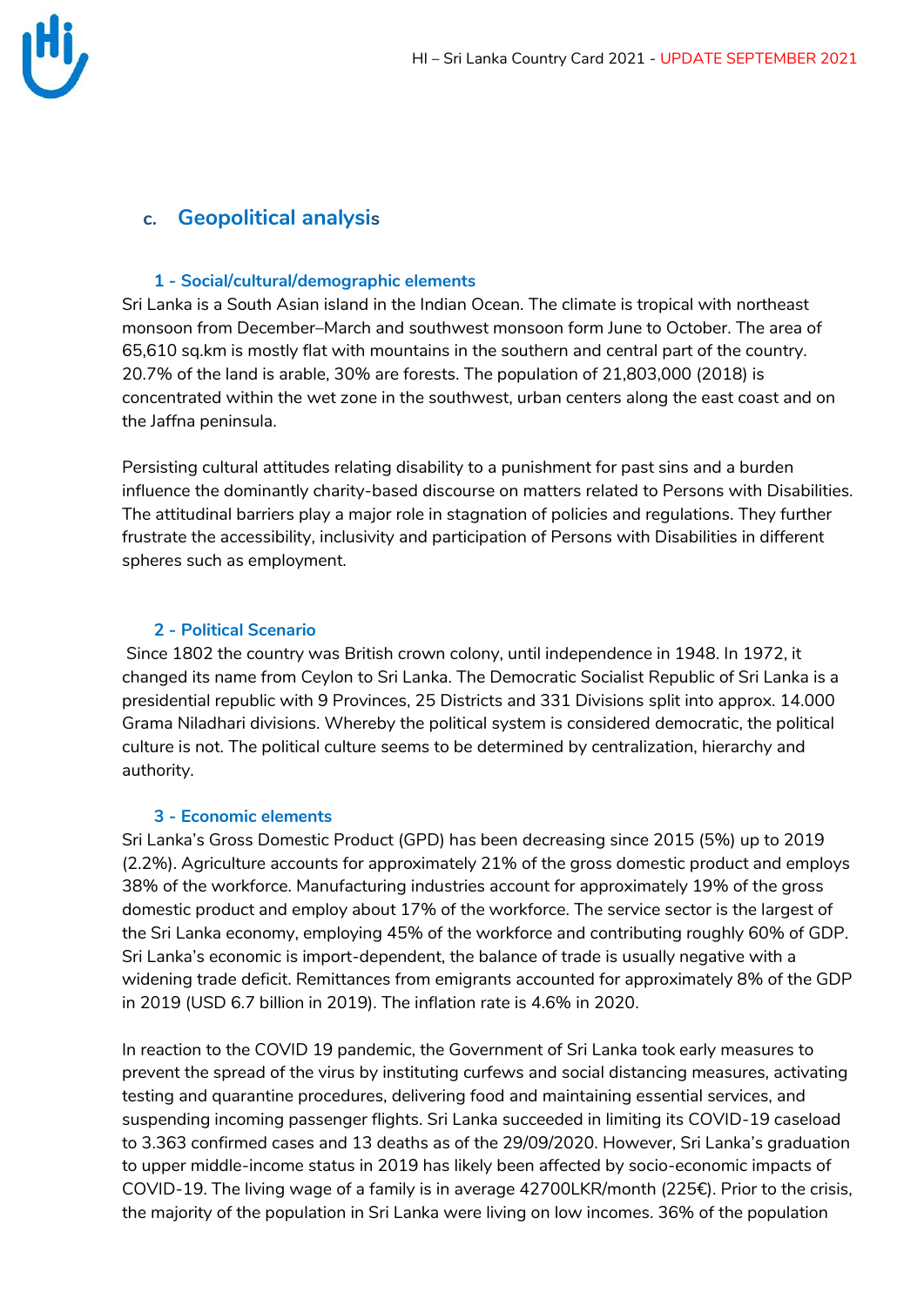## c. Geopolitical analysis

### 1 - Social/cultural/demographic elements

Sri Lanka is a South Asian island in the Indian Ocean. The climate is tropical with northeast monsoon from December–March and southwest monsoon form June to October. The area of 65,610 sq.km is mostly flat with mountains in the southern and central part of the country. 20.7% of the land is arable, 30% are forests. The population of 21,803,000 (2018) is concentrated within the wet zone in the southwest, urban centers along the east coast and on the Jaffna peninsula.

Persisting cultural attitudes relating disability to a punishment for past sins and a burden influence the dominantly charity-based discourse on matters related to Persons with Disabilities. The attitudinal barriers play a major role in stagnation of policies and regulations. They further frustrate the accessibility, inclusivity and participation of Persons with Disabilities in different spheres such as employment.

### 2 - Political Scenario

Since 1802 the country was British crown colony, until independence in 1948. In 1972, it changed its name from Ceylon to Sri Lanka. The Democratic Socialist Republic of Sri Lanka is a presidential republic with 9 Provinces, 25 Districts and 331 Divisions split into approx. 14.000 Grama Niladhari divisions. Whereby the political system is considered democratic, the political culture is not. The political culture seems to be determined by centralization, hierarchy and authority.

### 3 - Economic elements

Sri Lanka's Gross Domestic Product (GPD) has been decreasing since 2015 (5%) up to 2019 (2.2%). Agriculture accounts for approximately 21% of the gross domestic product and employs 38% of the workforce. Manufacturing industries account for approximately 19% of the gross domestic product and employ about 17% of the workforce. The service sector is the largest of the Sri Lanka economy, employing 45% of the workforce and contributing roughly 60% of GDP. Sri Lanka's economic is import-dependent, the balance of trade is usually negative with a widening trade deficit. Remittances from emigrants accounted for approximately 8% of the GDP in 2019 (USD 6.7 billion in 2019). The inflation rate is 4.6% in 2020.

In reaction to the COVID 19 pandemic, the Government of Sri Lanka took early measures to prevent the spread of the virus by instituting curfews and social distancing measures, activating testing and quarantine procedures, delivering food and maintaining essential services, and suspending incoming passenger flights. Sri Lanka succeeded in limiting its COVID-19 caseload to 3.363 confirmed cases and 13 deaths as of the 29/09/2020. However, Sri Lanka's graduation to upper middle-income status in 2019 has likely been affected by socio-economic impacts of COVID-19. The living wage of a family is in average 42700LKR/month (225€). Prior to the crisis, the majority of the population in Sri Lanka were living on low incomes. 36% of the population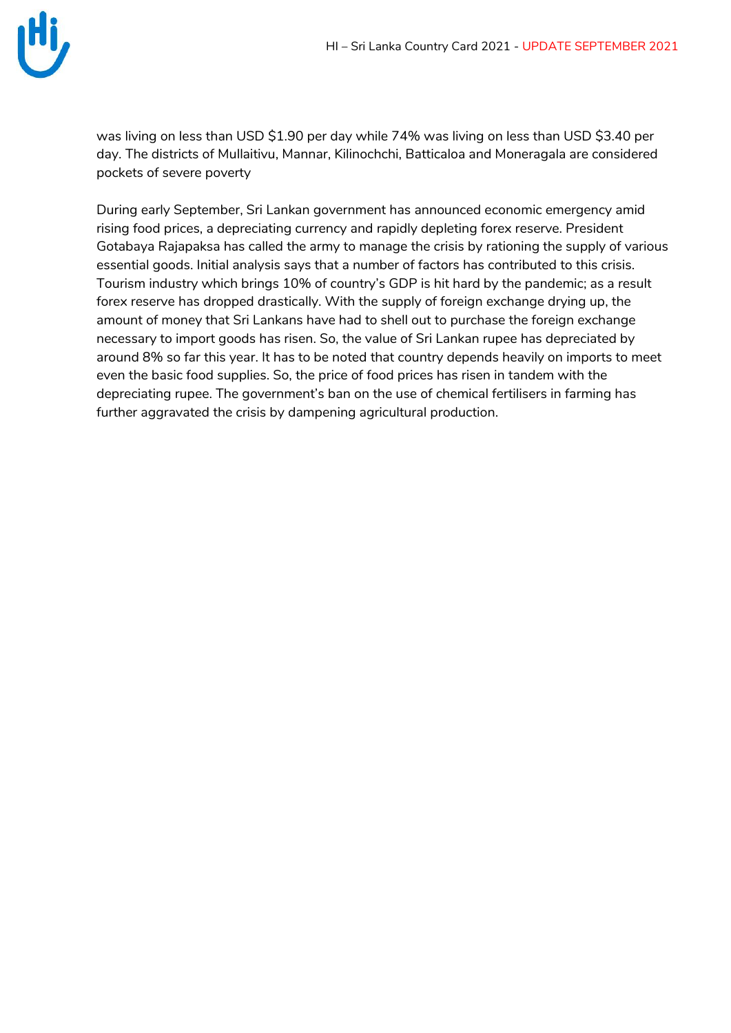was living on less than USD $1.90 per day while 74% was living on less than USD $3.40 per day. The districts of Mullaitivu, Mannar, Kilinochchi, Batticaloa and Moneragala are considered pockets of severe poverty

During early September, Sri Lankan government has announced economic emergency amid rising food prices, a depreciating currency and rapidly depleting forex reserve. President Gotabaya Rajapaksa has called the army to manage the crisis by rationing the supply of various essential goods. Initial analysis says that a number of factors has contributed to this crisis. Tourism industry which brings 10% of country's GDP is hit hard by the pandemic; as a result forex reserve has dropped drastically. With the supply of foreign exchange drying up, the amount of money that Sri Lankans have had to shell out to purchase the foreign exchange necessary to import goods has risen. So, the value of Sri Lankan rupee has depreciated by around 8% so far this year. It has to be noted that country depends heavily on imports to meet even the basic food supplies. So, the price of food prices has risen in tandem with the depreciating rupee. The government's ban on the use of chemical fertilisers in farming has further aggravated the crisis by dampening agricultural production.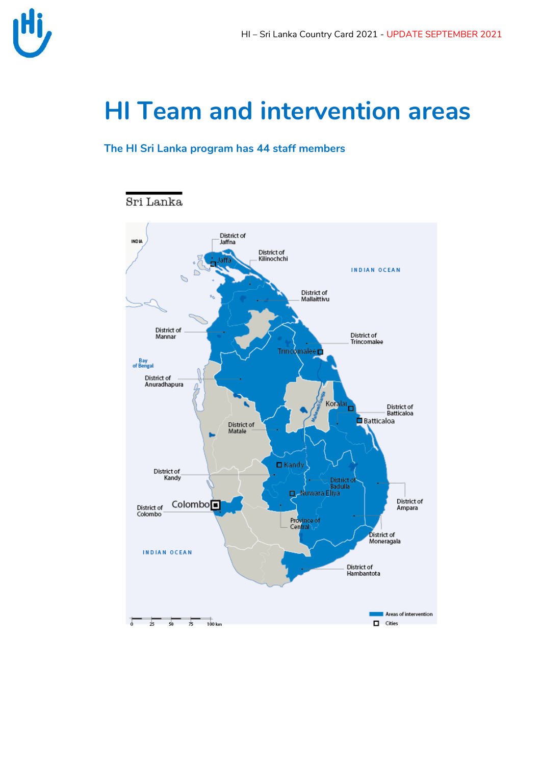# HI Team and intervention areas

**The HI Sri Lanka program has 44 staff members**

Sri Lanka

INDIA

District of Jaffna

Jaffna

District of Kilinochchi

INDIAN OCEAN

District of Mallaittivu

District of Mannar

District of Trincomalee

Trincomalee

Bay of Bengal

District of Anuradhapura

Koralai

District of Batticaloa

Batticaloa

District of Matale

Mahaweli Ganga

Kandy

District of Kandy

District of Badulla

Nuwara Eliya

District of Ampara

District of Colombo

Colombo

Province of Central

District of Moneragala

INDIAN OCEAN

District of Hambantota

0 25 50 75 100 km

Areas of intervention

Cities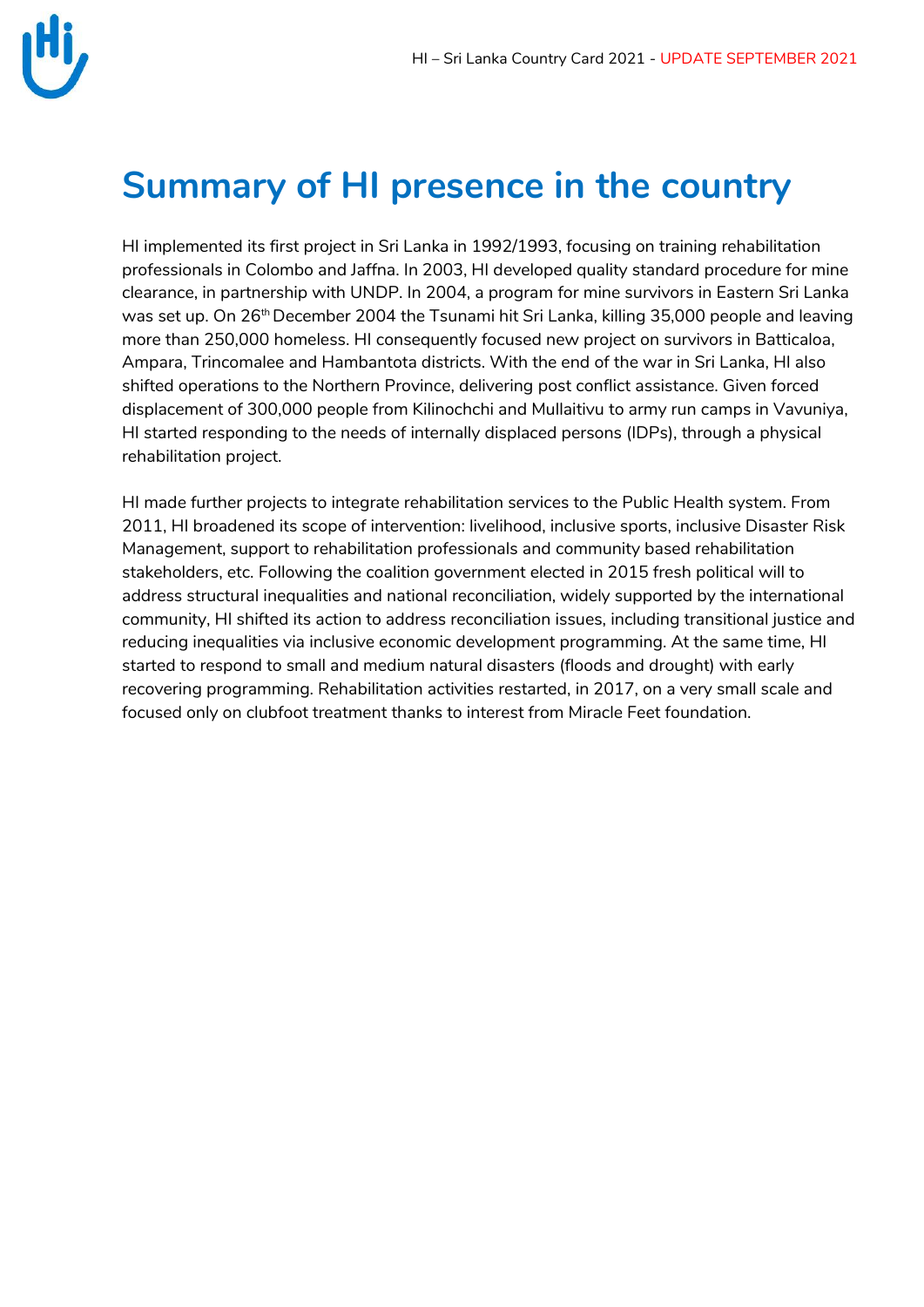# Summary of HI presence in the country

HI implemented its first project in Sri Lanka in 1992/1993, focusing on training rehabilitation professionals in Colombo and Jaffna. In 2003, HI developed quality standard procedure for mine clearance, in partnership with UNDP. In 2004, a program for mine survivors in Eastern Sri Lanka was set up. On 26th December 2004 the Tsunami hit Sri Lanka, killing 35,000 people and leaving more than 250,000 homeless. HI consequently focused new project on survivors in Batticaloa, Ampara, Trincomalee and Hambantota districts. With the end of the war in Sri Lanka, HI also shifted operations to the Northern Province, delivering post conflict assistance. Given forced displacement of 300,000 people from Kilinochchi and Mullaitivu to army run camps in Vavuniya, HI started responding to the needs of internally displaced persons (IDPs), through a physical rehabilitation project.

HI made further projects to integrate rehabilitation services to the Public Health system. From 2011, HI broadened its scope of intervention: livelihood, inclusive sports, inclusive Disaster Risk Management, support to rehabilitation professionals and community based rehabilitation stakeholders, etc. Following the coalition government elected in 2015 fresh political will to address structural inequalities and national reconciliation, widely supported by the international community, HI shifted its action to address reconciliation issues, including transitional justice and reducing inequalities via inclusive economic development programming. At the same time, HI started to respond to small and medium natural disasters (floods and drought) with early recovering programming. Rehabilitation activities restarted, in 2017, on a very small scale and focused only on clubfoot treatment thanks to interest from Miracle Feet foundation.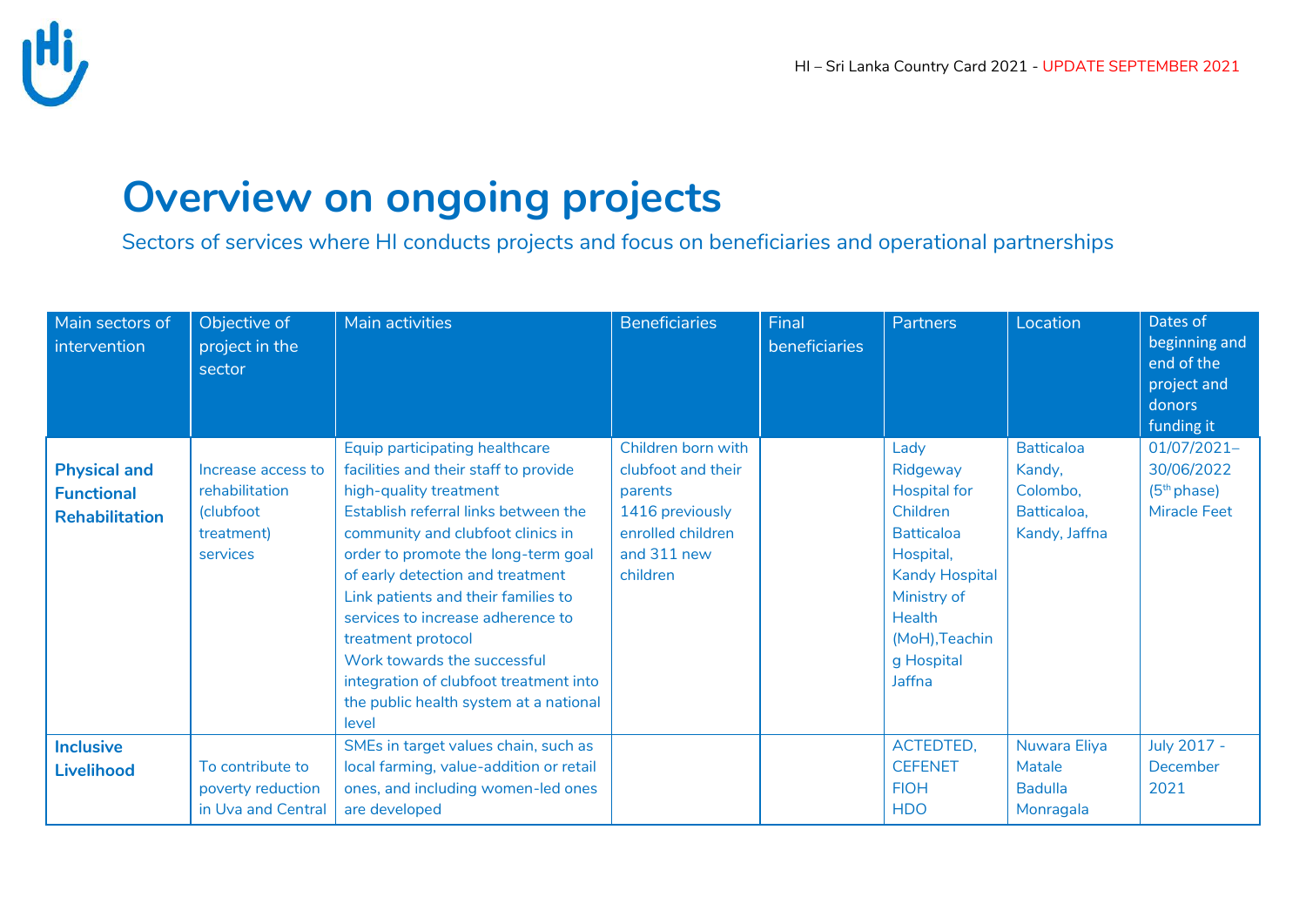# Overview on ongoing projects

Sectors of services where HI conducts projects and focus on beneficiaries and operational partnerships

| Main sectors of intervention | Objective of project in the sector | Main activities | Beneficiaries | Final beneficiaries | Partners | Location | Dates of beginning and end of the project and donors funding it |
|---|---|---|---|---|---|---|---|
| **Physical and Functional Rehabilitation** | Increase access to rehabilitation (clubfoot treatment) services | Equip participating healthcare facilities and their staff to provide high-quality treatment<br>Establish referral links between the community and clubfoot clinics in order to promote the long-term goal of early detection and treatment<br>Link patients and their families to services to increase adherence to treatment protocol<br>Work towards the successful integration of clubfoot treatment into the public health system at a national level | Children born with clubfoot and their parents<br>1416 previously enrolled children and 311 new children | | Lady Ridgeway Hospital for Children<br>Batticaloa Hospital,<br>Kandy Hospital<br>Ministry of Health (MoH),Teaching Hospital Jaffna | Batticaloa Kandy,<br>Colombo,<br>Batticaloa,<br>Kandy, Jaffna | 01/07/2021–30/06/2022 (5th phase)<br>Miracle Feet |
| **Inclusive Livelihood** | To contribute to poverty reduction in Uva and Central | SMEs in target values chain, such as local farming, value-addition or retail ones, and including women-led ones are developed | | | ACTEDTED,<br>CEFENET<br>FIOH<br>HDO | Nuwara Eliya<br>Matale<br>Badulla<br>Monragala | July 2017 - December 2021 |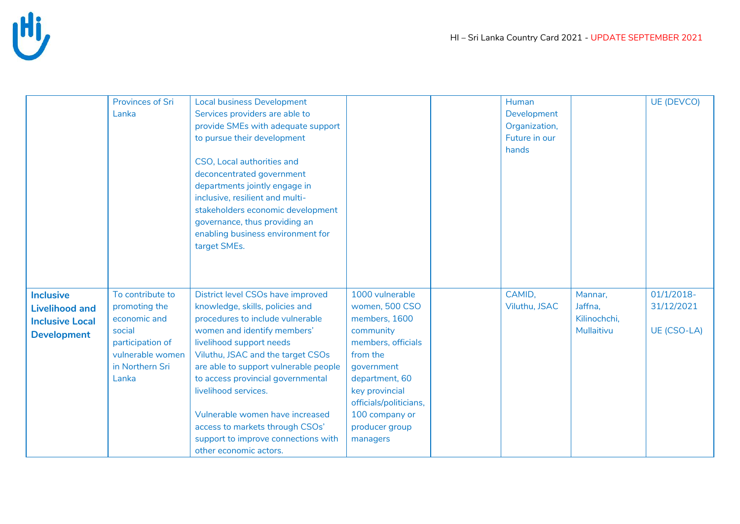|  |  |  |  |  |  |  |  |
|---|---|---|---|---|---|---|---|
|  | Provinces of Sri Lanka | Local business Development Services providers are able to provide SMEs with adequate support to pursue their development<br><br>CSO, Local authorities and deconcentrated government departments jointly engage in inclusive, resilient and multi-stakeholders economic development governance, thus providing an enabling business environment for target SMEs. |  |  | Human Development Organization, Future in our hands |  | UE (DEVCO) |
| **Inclusive Livelihood and Inclusive Local Development** | To contribute to promoting the economic and social participation of vulnerable women in Northern Sri Lanka | District level CSOs have improved knowledge, skills, policies and procedures to include vulnerable women and identify members' livelihood support needs<br>Viluthu, JSAC and the target CSOs are able to support vulnerable people to access provincial governmental livelihood services.<br><br>Vulnerable women have increased access to markets through CSOs' support to improve connections with other economic actors. | 1000 vulnerable women, 500 CSO members, 1600 community members, officials from the government department, 60 key provincial officials/politicians, 100 company or producer group managers |  | CAMID, Viluthu, JSAC | Mannar, Jaffna, Kilinochchi, Mullaitivu | 01/1/2018-31/12/2021<br><br>UE (CSO-LA) |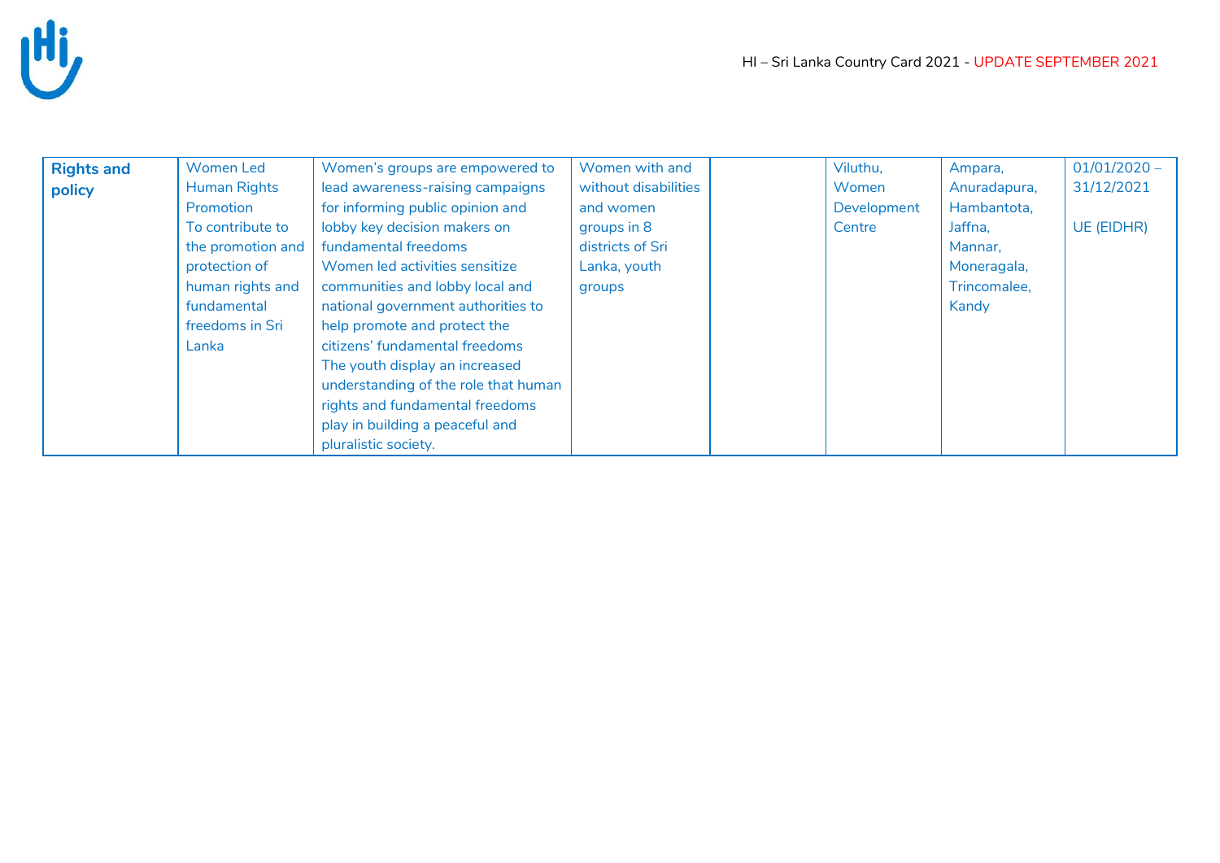| | | | | | | | |
|---|---|---|---|---|---|---|---|
| **Rights and policy** | Women Led Human Rights Promotion<br>To contribute to the promotion and protection of human rights and fundamental freedoms in Sri Lanka | Women's groups are empowered to lead awareness-raising campaigns for informing public opinion and lobby key decision makers on fundamental freedoms<br>Women led activities sensitize communities and lobby local and national government authorities to help promote and protect the citizens' fundamental freedoms<br>The youth display an increased understanding of the role that human rights and fundamental freedoms play in building a peaceful and pluralistic society. | Women with and without disabilities and women groups in 8 districts of Sri Lanka, youth groups | | Viluthu, Women Development Centre | Ampara, Anuradapura, Hambantota, Jaffna, Mannar, Moneragala, Trincomalee, Kandy | 01/01/2020 – 31/12/2021<br><br>UE (EIDHR) |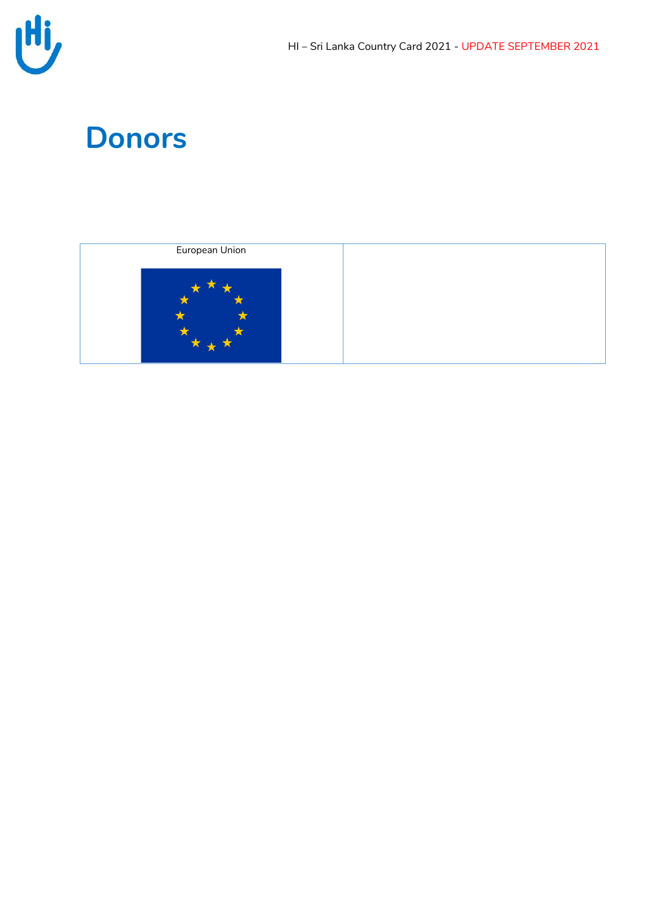# Donors

| | |
|---|---|
| European Union | |